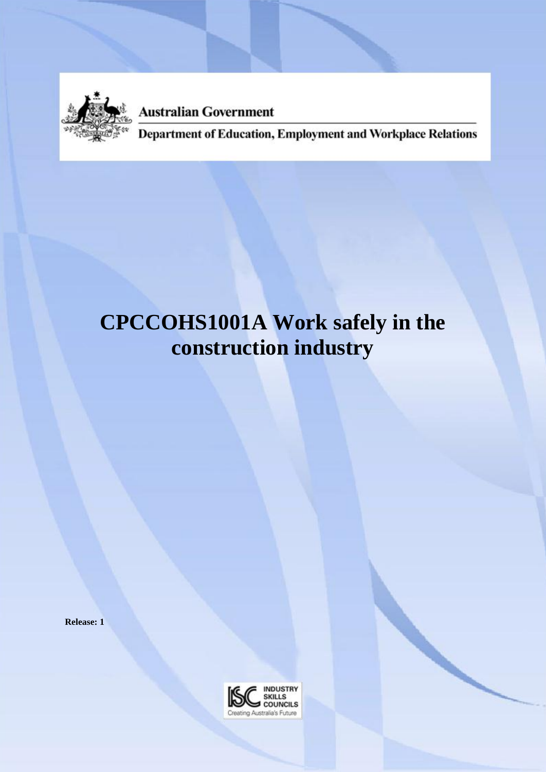Australian Government

Department of Education, Employment and Workplace Relations

# CPCCOHS1001A Work safely in the construction industry

**Release: 1**

INDUSTRY SKILLS COUNCILS

Creating Australia's Future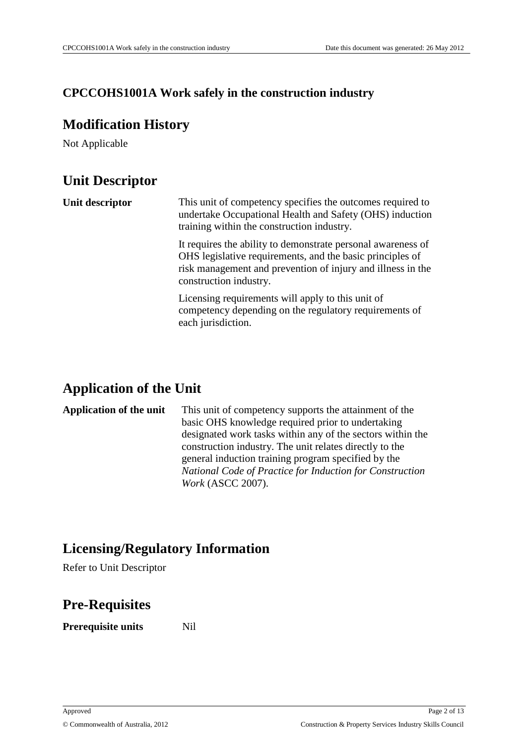# CPCCOHS1001A Work safely in the construction industry

## Modification History

Not Applicable

## Unit Descriptor

| | |
|---|---|
| **Unit descriptor** | This unit of competency specifies the outcomes required to undertake Occupational Health and Safety (OHS) induction training within the construction industry.<br><br>It requires the ability to demonstrate personal awareness of OHS legislative requirements, and the basic principles of risk management and prevention of injury and illness in the construction industry.<br><br>Licensing requirements will apply to this unit of competency depending on the regulatory requirements of each jurisdiction. |

## Application of the Unit

| | |
|---|---|
| **Application of the unit** | This unit of competency supports the attainment of the basic OHS knowledge required prior to undertaking designated work tasks within any of the sectors within the construction industry. The unit relates directly to the general induction training program specified by the *National Code of Practice for Induction for Construction Work* (ASCC 2007). |

## Licensing/Regulatory Information

Refer to Unit Descriptor

## Pre-Requisites

| | |
|---|---|
| **Prerequisite units** | Nil |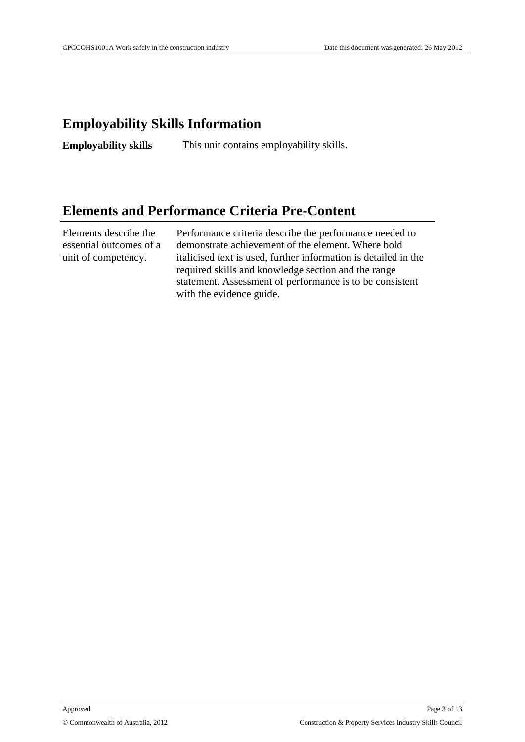## Employability Skills Information

| | |
|---|---|
| **Employability skills** | This unit contains employability skills. |

## Elements and Performance Criteria Pre-Content

| | |
|---|---|
| Elements describe the essential outcomes of a unit of competency. | Performance criteria describe the performance needed to demonstrate achievement of the element. Where bold italicised text is used, further information is detailed in the required skills and knowledge section and the range statement. Assessment of performance is to be consistent with the evidence guide. |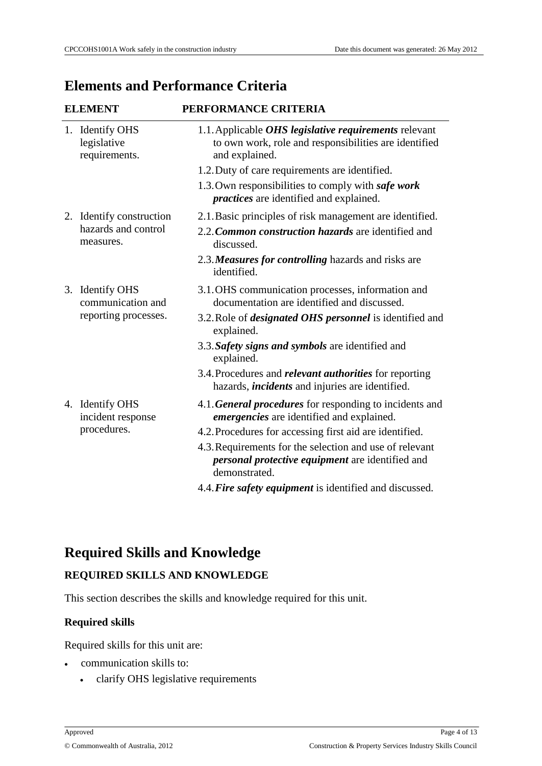## Elements and Performance Criteria

| ELEMENT | PERFORMANCE CRITERIA |
|---|---|
| 1. Identify OHS legislative requirements. | 1.1. Applicable ***OHS legislative requirements*** relevant to own work, role and responsibilities are identified and explained. |
| | 1.2. Duty of care requirements are identified. |
| | 1.3. Own responsibilities to comply with ***safe work practices*** are identified and explained. |
| 2. Identify construction hazards and control measures. | 2.1. Basic principles of risk management are identified. |
| | 2.2. ***Common construction hazards*** are identified and discussed. |
| | 2.3. ***Measures for controlling*** hazards and risks are identified. |
| 3. Identify OHS communication and reporting processes. | 3.1. OHS communication processes, information and documentation are identified and discussed. |
| | 3.2. Role of ***designated OHS personnel*** is identified and explained. |
| | 3.3. ***Safety signs and symbols*** are identified and explained. |
| | 3.4. Procedures and ***relevant authorities*** for reporting hazards, ***incidents*** and injuries are identified. |
| 4. Identify OHS incident response procedures. | 4.1. ***General procedures*** for responding to incidents and ***emergencies*** are identified and explained. |
| | 4.2. Procedures for accessing first aid are identified. |
| | 4.3. Requirements for the selection and use of relevant ***personal protective equipment*** are identified and demonstrated. |
| | 4.4. ***Fire safety equipment*** is identified and discussed. |

## Required Skills and Knowledge

**REQUIRED SKILLS AND KNOWLEDGE**

This section describes the skills and knowledge required for this unit.

**Required skills**

Required skills for this unit are:

- communication skills to:
  - clarify OHS legislative requirements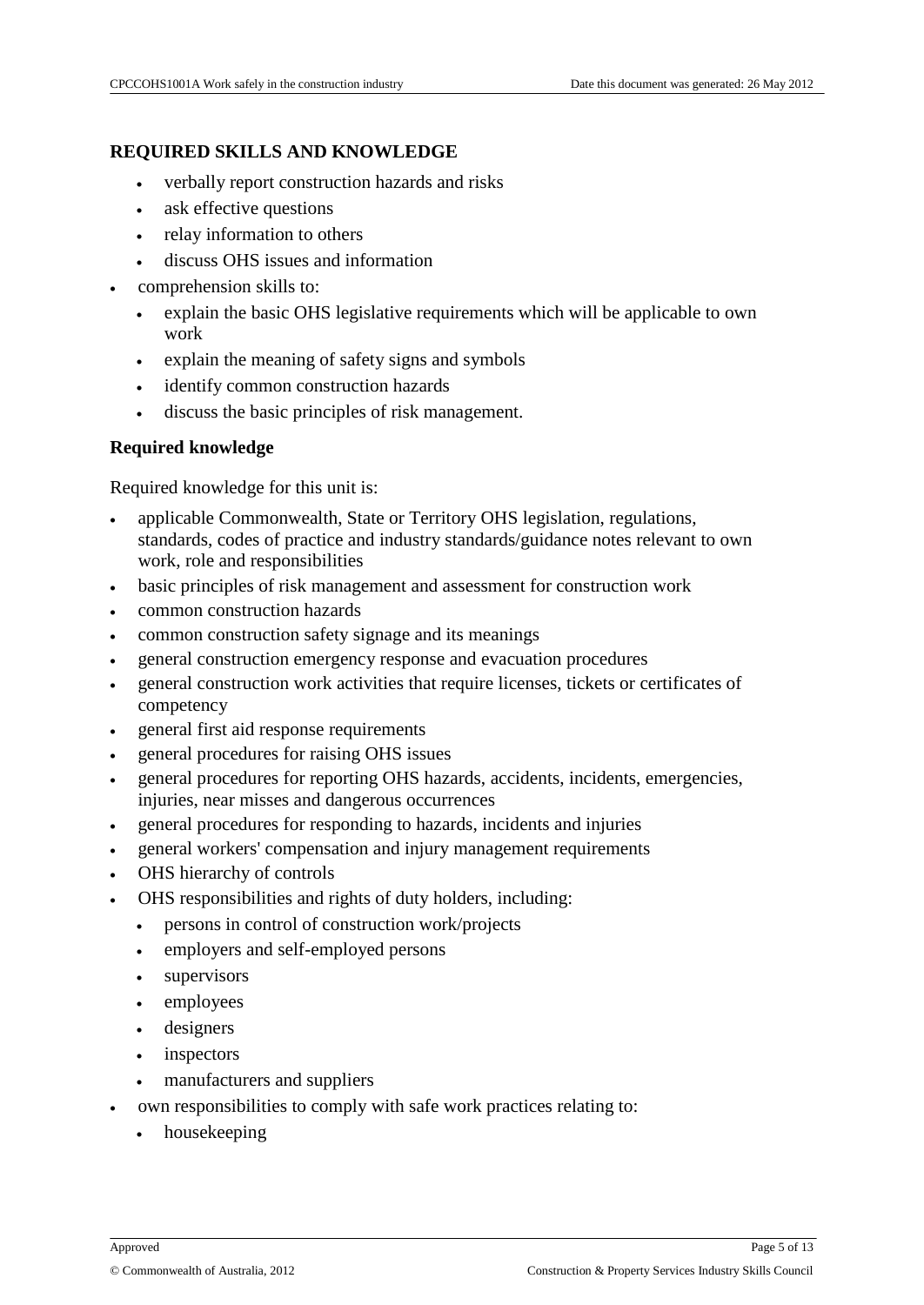## REQUIRED SKILLS AND KNOWLEDGE

  - verbally report construction hazards and risks
  - ask effective questions
  - relay information to others
  - discuss OHS issues and information
- comprehension skills to:
  - explain the basic OHS legislative requirements which will be applicable to own work
  - explain the meaning of safety signs and symbols
  - identify common construction hazards
  - discuss the basic principles of risk management.

### Required knowledge

Required knowledge for this unit is:

- applicable Commonwealth, State or Territory OHS legislation, regulations, standards, codes of practice and industry standards/guidance notes relevant to own work, role and responsibilities
- basic principles of risk management and assessment for construction work
- common construction hazards
- common construction safety signage and its meanings
- general construction emergency response and evacuation procedures
- general construction work activities that require licenses, tickets or certificates of competency
- general first aid response requirements
- general procedures for raising OHS issues
- general procedures for reporting OHS hazards, accidents, incidents, emergencies, injuries, near misses and dangerous occurrences
- general procedures for responding to hazards, incidents and injuries
- general workers' compensation and injury management requirements
- OHS hierarchy of controls
- OHS responsibilities and rights of duty holders, including:
  - persons in control of construction work/projects
  - employers and self-employed persons
  - supervisors
  - employees
  - designers
  - inspectors
  - manufacturers and suppliers
- own responsibilities to comply with safe work practices relating to:
  - housekeeping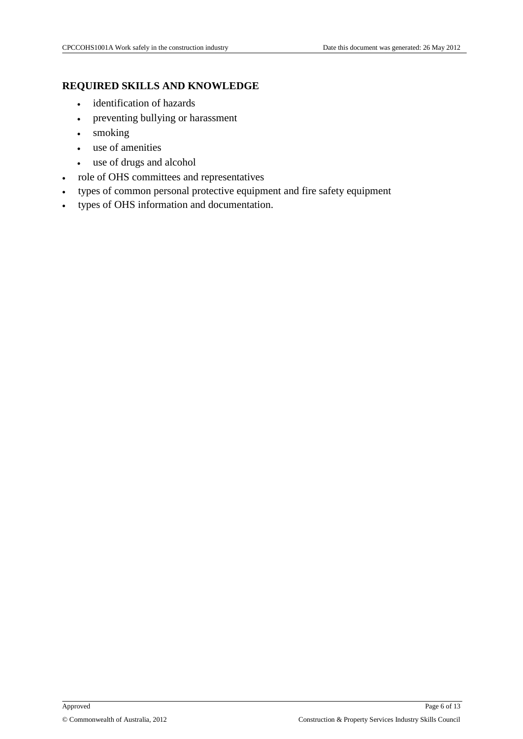## REQUIRED SKILLS AND KNOWLEDGE

  - identification of hazards
  - preventing bullying or harassment
  - smoking
  - use of amenities
  - use of drugs and alcohol
- role of OHS committees and representatives
- types of common personal protective equipment and fire safety equipment
- types of OHS information and documentation.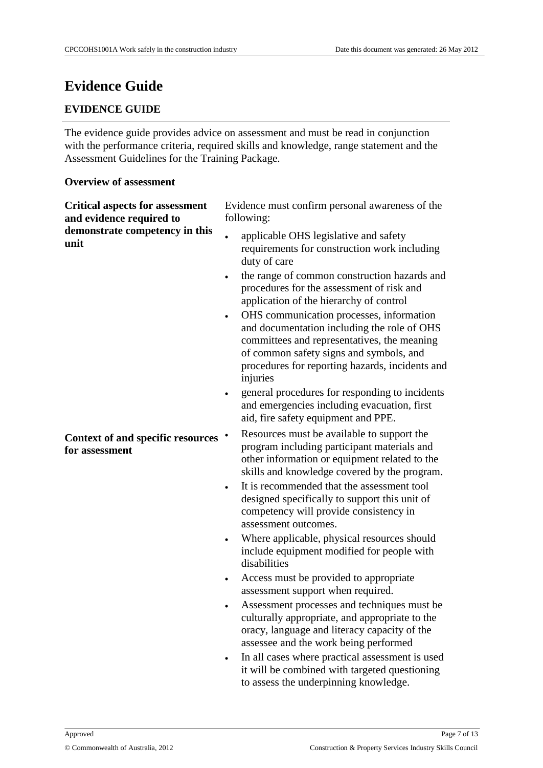# Evidence Guide

## EVIDENCE GUIDE

The evidence guide provides advice on assessment and must be read in conjunction with the performance criteria, required skills and knowledge, range statement and the Assessment Guidelines for the Training Package.

**Overview of assessment**

| | |
|---|---|
| **Critical aspects for assessment and evidence required to demonstrate competency in this unit** | Evidence must confirm personal awareness of the following:<br>• applicable OHS legislative and safety requirements for construction work including duty of care<br>• the range of common construction hazards and procedures for the assessment of risk and application of the hierarchy of control<br>• OHS communication processes, information and documentation including the role of OHS committees and representatives, the meaning of common safety signs and symbols, and procedures for reporting hazards, incidents and injuries<br>• general procedures for responding to incidents and emergencies including evacuation, first aid, fire safety equipment and PPE. |
| **Context of and specific resources for assessment** | • Resources must be available to support the program including participant materials and other information or equipment related to the skills and knowledge covered by the program.<br>• It is recommended that the assessment tool designed specifically to support this unit of competency will provide consistency in assessment outcomes.<br>• Where applicable, physical resources should include equipment modified for people with disabilities<br>• Access must be provided to appropriate assessment support when required.<br>• Assessment processes and techniques must be culturally appropriate, and appropriate to the oracy, language and literacy capacity of the assessee and the work being performed<br>• In all cases where practical assessment is used it will be combined with targeted questioning to assess the underpinning knowledge. |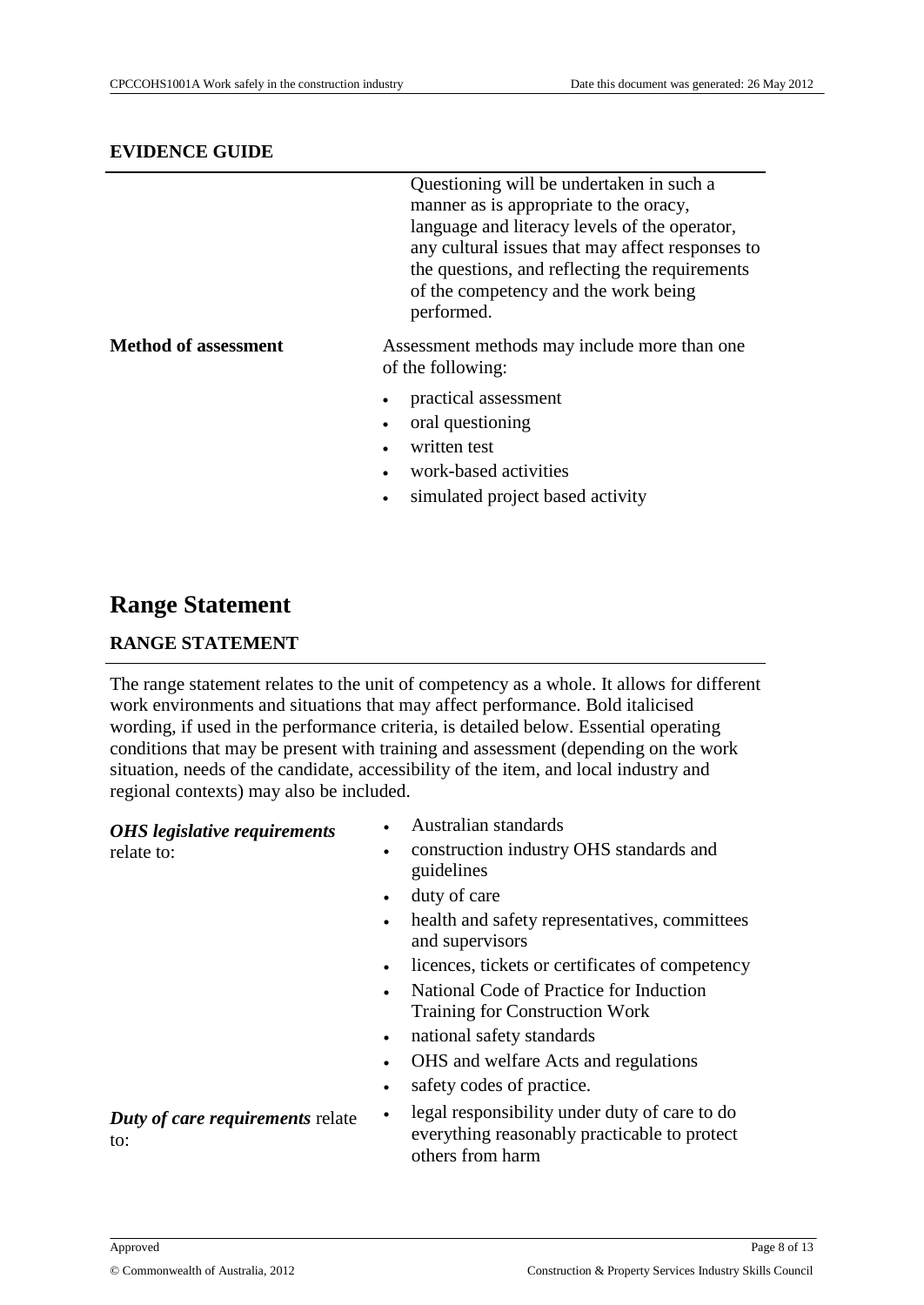**EVIDENCE GUIDE**

| | |
|---|---|
| | Questioning will be undertaken in such a manner as is appropriate to the oracy, language and literacy levels of the operator, any cultural issues that may affect responses to the questions, and reflecting the requirements of the competency and the work being performed. |
| **Method of assessment** | Assessment methods may include more than one of the following:<br>• practical assessment<br>• oral questioning<br>• written test<br>• work-based activities<br>• simulated project based activity |

# Range Statement

**RANGE STATEMENT**

The range statement relates to the unit of competency as a whole. It allows for different work environments and situations that may affect performance. Bold italicised wording, if used in the performance criteria, is detailed below. Essential operating conditions that may be present with training and assessment (depending on the work situation, needs of the candidate, accessibility of the item, and local industry and regional contexts) may also be included.

| | |
|---|---|
| ***OHS legislative requirements*** relate to: | • Australian standards<br>• construction industry OHS standards and guidelines<br>• duty of care<br>• health and safety representatives, committees and supervisors<br>• licences, tickets or certificates of competency<br>• National Code of Practice for Induction Training for Construction Work<br>• national safety standards<br>• OHS and welfare Acts and regulations<br>• safety codes of practice. |
| ***Duty of care requirements*** relate to: | • legal responsibility under duty of care to do everything reasonably practicable to protect others from harm |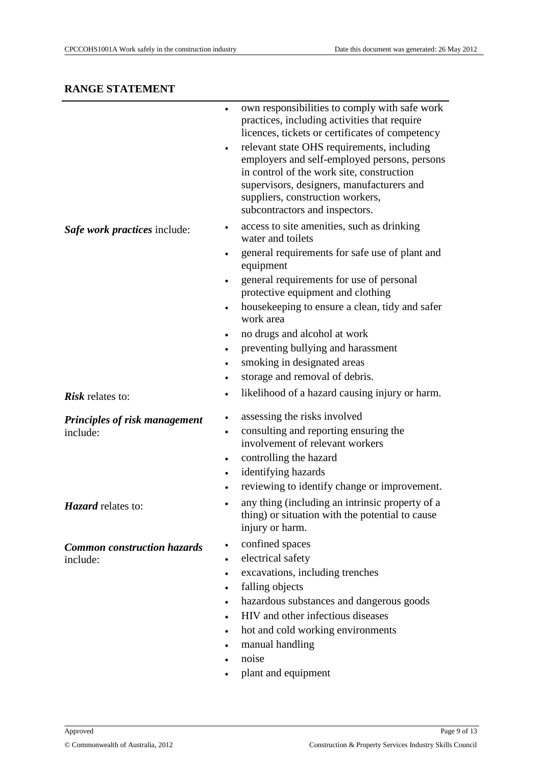## RANGE STATEMENT

| | |
|---|---|
| | • own responsibilities to comply with safe work practices, including activities that require licences, tickets or certificates of competency<br>• relevant state OHS requirements, including employers and self-employed persons, persons in control of the work site, construction supervisors, designers, manufacturers and suppliers, construction workers, subcontractors and inspectors. |
| ***Safe work practices*** include: | • access to site amenities, such as drinking water and toilets<br>• general requirements for safe use of plant and equipment<br>• general requirements for use of personal protective equipment and clothing<br>• housekeeping to ensure a clean, tidy and safer work area<br>• no drugs and alcohol at work<br>• preventing bullying and harassment<br>• smoking in designated areas<br>• storage and removal of debris. |
| ***Risk*** relates to: | • likelihood of a hazard causing injury or harm. |
| ***Principles of risk management*** include: | • assessing the risks involved<br>• consulting and reporting ensuring the involvement of relevant workers<br>• controlling the hazard<br>• identifying hazards<br>• reviewing to identify change or improvement. |
| ***Hazard*** relates to: | • any thing (including an intrinsic property of a thing) or situation with the potential to cause injury or harm. |
| ***Common construction hazards*** include: | • confined spaces<br>• electrical safety<br>• excavations, including trenches<br>• falling objects<br>• hazardous substances and dangerous goods<br>• HIV and other infectious diseases<br>• hot and cold working environments<br>• manual handling<br>• noise<br>• plant and equipment |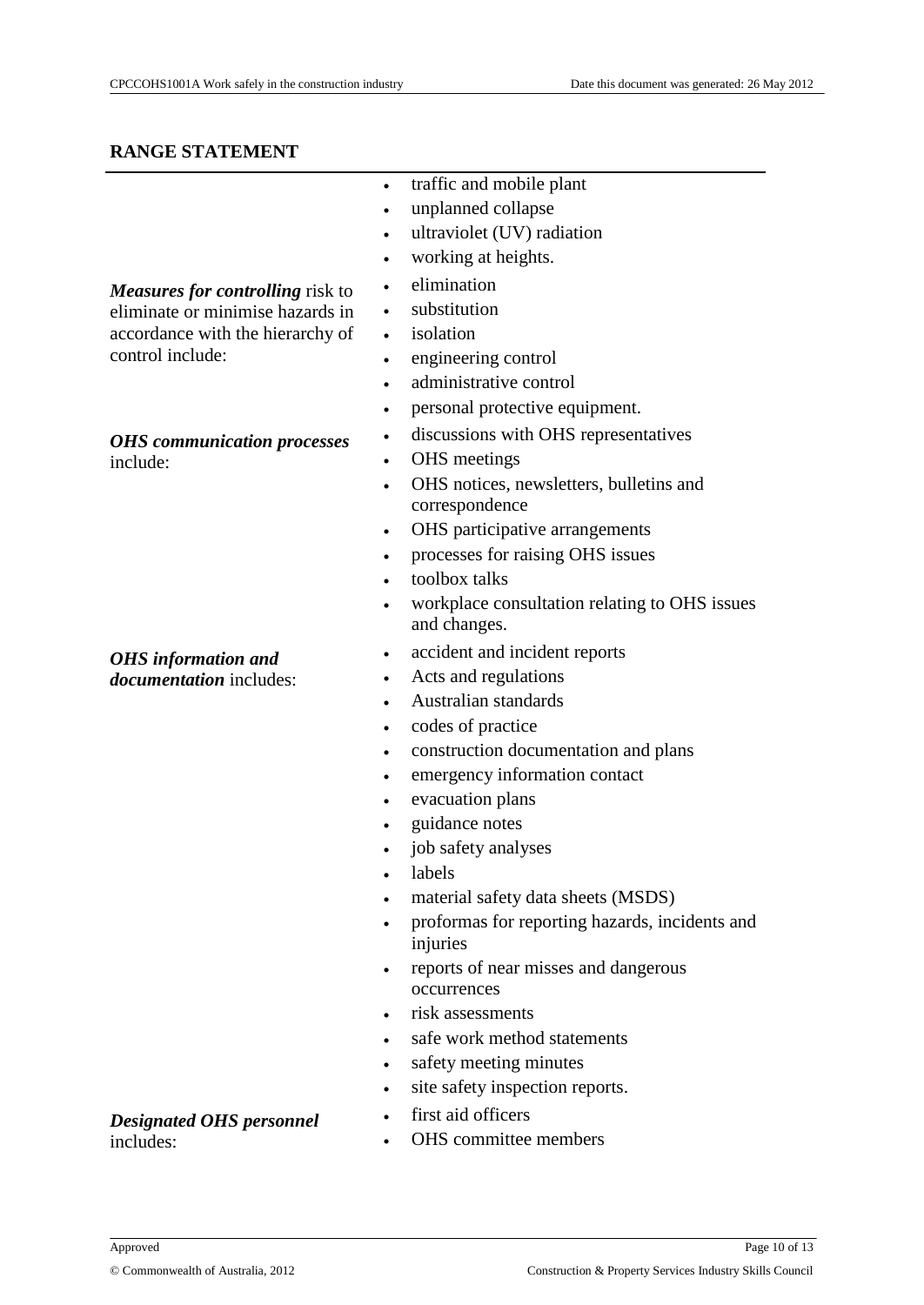## RANGE STATEMENT

| | |
|---|---|
| | • traffic and mobile plant<br>• unplanned collapse<br>• ultraviolet (UV) radiation<br>• working at heights. |
| ***Measures for controlling*** risk to eliminate or minimise hazards in accordance with the hierarchy of control include: | • elimination<br>• substitution<br>• isolation<br>• engineering control<br>• administrative control<br>• personal protective equipment. |
| ***OHS communication processes*** include: | • discussions with OHS representatives<br>• OHS meetings<br>• OHS notices, newsletters, bulletins and correspondence<br>• OHS participative arrangements<br>• processes for raising OHS issues<br>• toolbox talks<br>• workplace consultation relating to OHS issues and changes. |
| ***OHS information and documentation*** includes: | • accident and incident reports<br>• Acts and regulations<br>• Australian standards<br>• codes of practice<br>• construction documentation and plans<br>• emergency information contact<br>• evacuation plans<br>• guidance notes<br>• job safety analyses<br>• labels<br>• material safety data sheets (MSDS)<br>• proformas for reporting hazards, incidents and injuries<br>• reports of near misses and dangerous occurrences<br>• risk assessments<br>• safe work method statements<br>• safety meeting minutes<br>• site safety inspection reports. |
| ***Designated OHS personnel*** includes: | • first aid officers<br>• OHS committee members |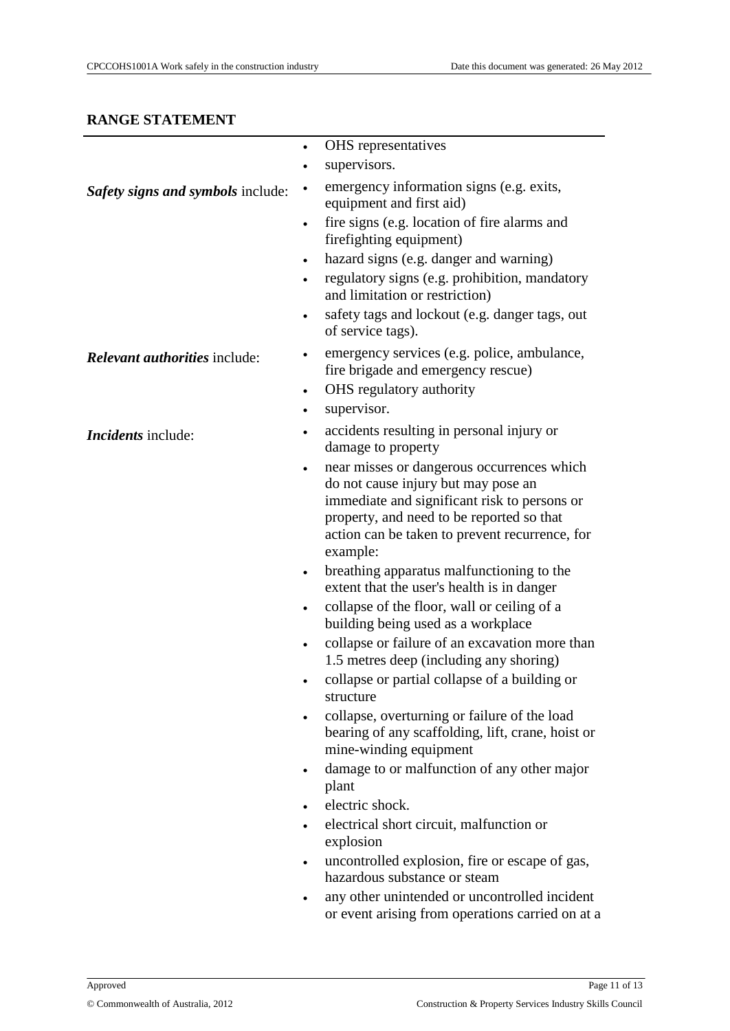## RANGE STATEMENT

- OHS representatives
- supervisors.

***Safety signs and symbols*** include:

- emergency information signs (e.g. exits, equipment and first aid)
- fire signs (e.g. location of fire alarms and firefighting equipment)
- hazard signs (e.g. danger and warning)
- regulatory signs (e.g. prohibition, mandatory and limitation or restriction)
- safety tags and lockout (e.g. danger tags, out of service tags).

***Relevant authorities*** include:

- emergency services (e.g. police, ambulance, fire brigade and emergency rescue)
- OHS regulatory authority
- supervisor.

***Incidents*** include:

- accidents resulting in personal injury or damage to property
- near misses or dangerous occurrences which do not cause injury but may pose an immediate and significant risk to persons or property, and need to be reported so that action can be taken to prevent recurrence, for example:
- breathing apparatus malfunctioning to the extent that the user's health is in danger
- collapse of the floor, wall or ceiling of a building being used as a workplace
- collapse or failure of an excavation more than 1.5 metres deep (including any shoring)
- collapse or partial collapse of a building or structure
- collapse, overturning or failure of the load bearing of any scaffolding, lift, crane, hoist or mine-winding equipment
- damage to or malfunction of any other major plant
- electric shock.
- electrical short circuit, malfunction or explosion
- uncontrolled explosion, fire or escape of gas, hazardous substance or steam
- any other unintended or uncontrolled incident or event arising from operations carried on at a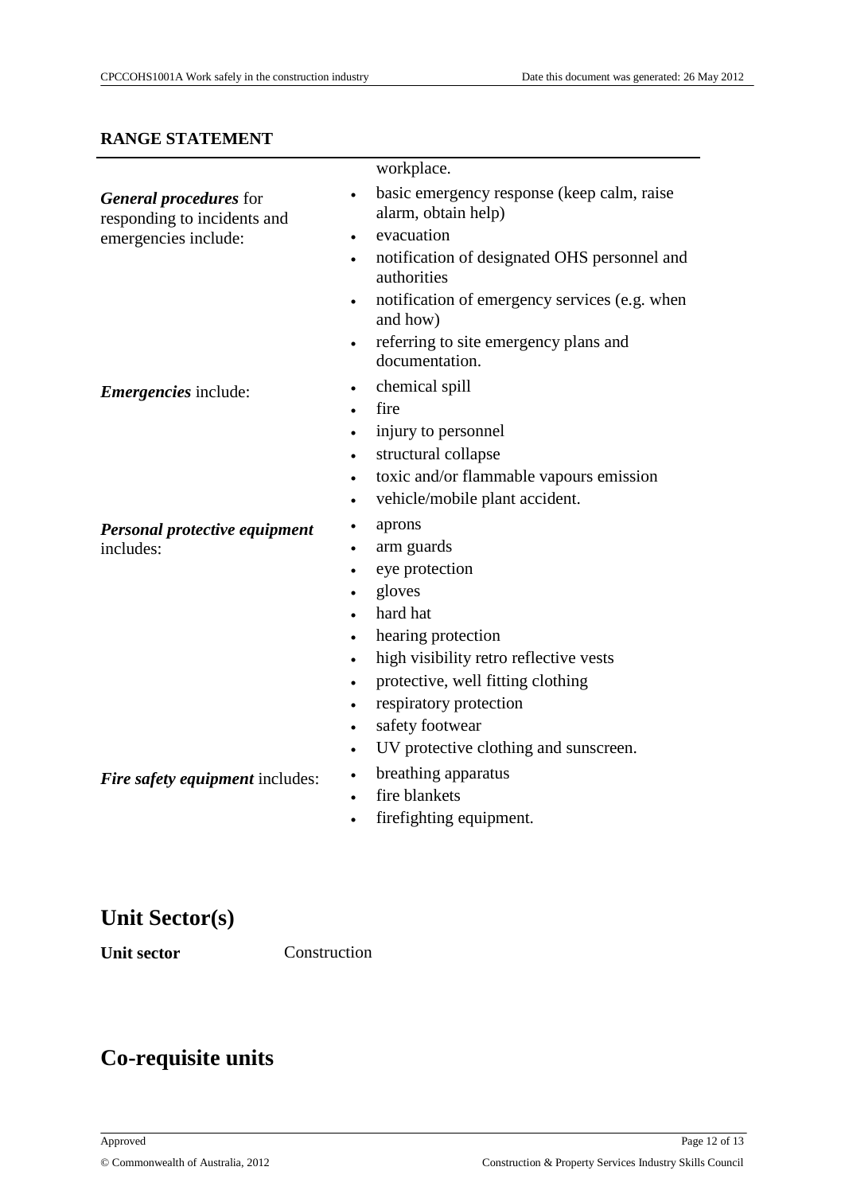**RANGE STATEMENT**

| | |
|---|---|
| | workplace. |
| ***General procedures*** for responding to incidents and emergencies include: | • basic emergency response (keep calm, raise alarm, obtain help)<br>• evacuation<br>• notification of designated OHS personnel and authorities<br>• notification of emergency services (e.g. when and how)<br>• referring to site emergency plans and documentation. |
| ***Emergencies*** include: | • chemical spill<br>• fire<br>• injury to personnel<br>• structural collapse<br>• toxic and/or flammable vapours emission<br>• vehicle/mobile plant accident. |
| ***Personal protective equipment*** includes: | • aprons<br>• arm guards<br>• eye protection<br>• gloves<br>• hard hat<br>• hearing protection<br>• high visibility retro reflective vests<br>• protective, well fitting clothing<br>• respiratory protection<br>• safety footwear<br>• UV protective clothing and sunscreen. |
| ***Fire safety equipment*** includes: | • breathing apparatus<br>• fire blankets<br>• firefighting equipment. |

# Unit Sector(s)

**Unit sector** Construction

# Co-requisite units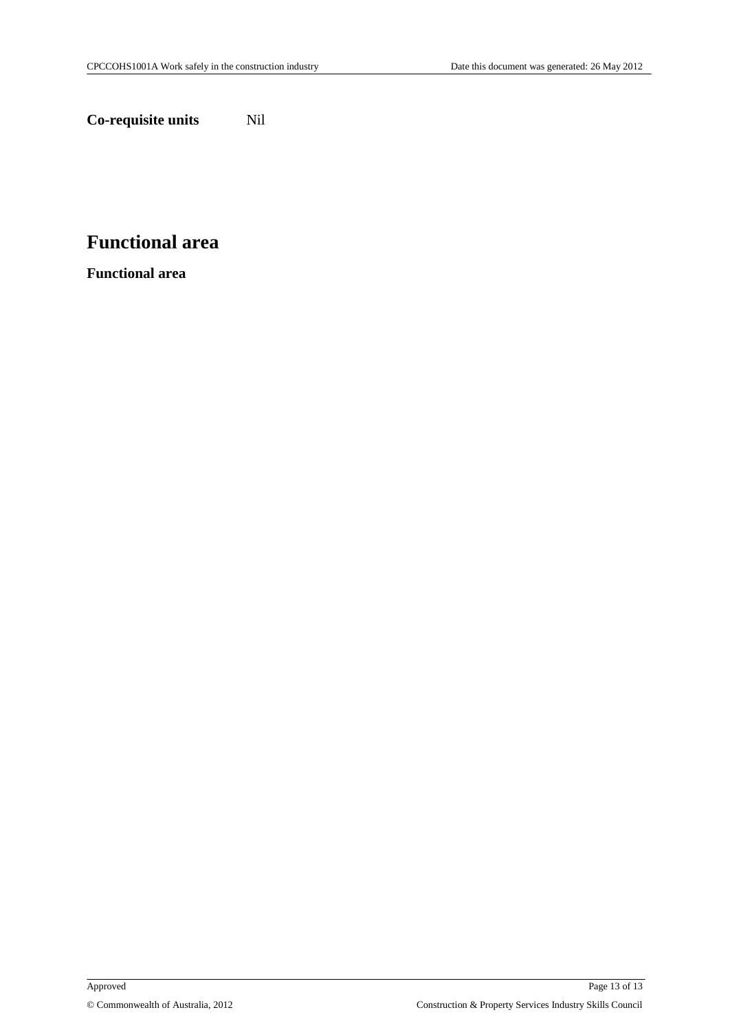**Co-requisite units** Nil

# Functional area

**Functional area**